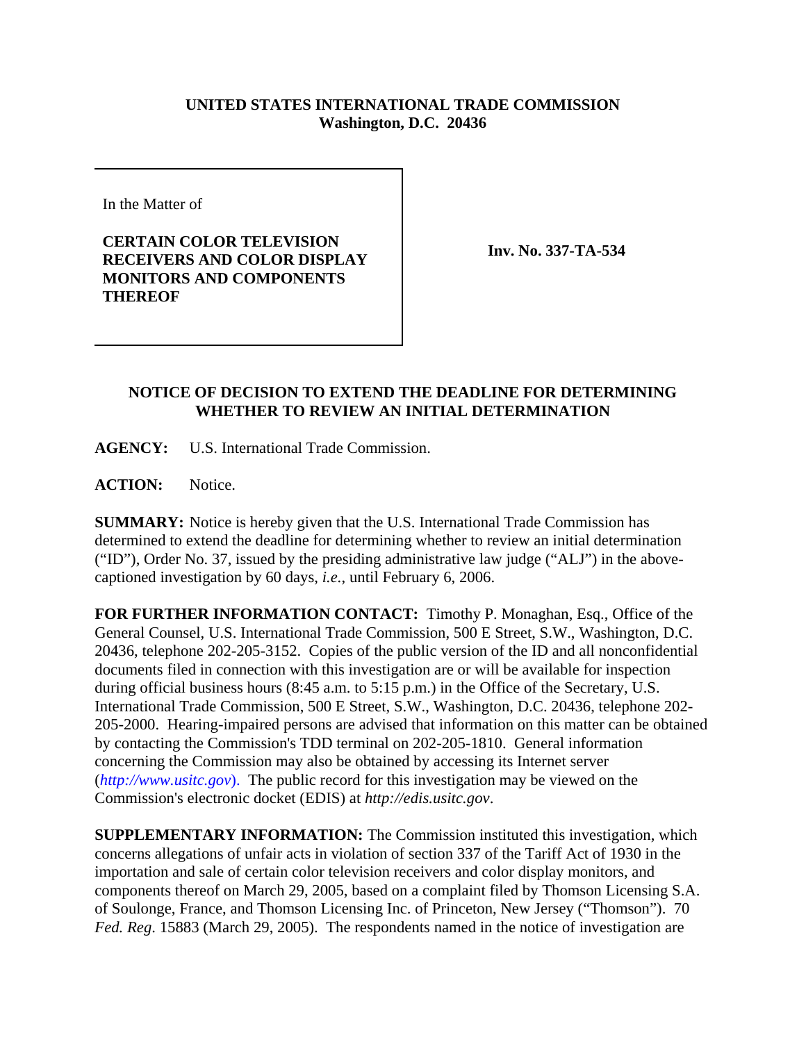**UNITED STATES INTERNATIONAL TRADE COMMISSION**
**Washington, D.C. 20436**

In the Matter of

**CERTAIN COLOR TELEVISION RECEIVERS AND COLOR DISPLAY MONITORS AND COMPONENTS THEREOF**

**Inv. No. 337-TA-534**

## NOTICE OF DECISION TO EXTEND THE DEADLINE FOR DETERMINING WHETHER TO REVIEW AN INITIAL DETERMINATION

**AGENCY:** U.S. International Trade Commission.

**ACTION:** Notice.

**SUMMARY:** Notice is hereby given that the U.S. International Trade Commission has determined to extend the deadline for determining whether to review an initial determination ("ID"), Order No. 37, issued by the presiding administrative law judge ("ALJ") in the above-captioned investigation by 60 days, *i.e.*, until February 6, 2006.

**FOR FURTHER INFORMATION CONTACT:** Timothy P. Monaghan, Esq., Office of the General Counsel, U.S. International Trade Commission, 500 E Street, S.W., Washington, D.C. 20436, telephone 202-205-3152. Copies of the public version of the ID and all nonconfidential documents filed in connection with this investigation are or will be available for inspection during official business hours (8:45 a.m. to 5:15 p.m.) in the Office of the Secretary, U.S. International Trade Commission, 500 E Street, S.W., Washington, D.C. 20436, telephone 202-205-2000. Hearing-impaired persons are advised that information on this matter can be obtained by contacting the Commission's TDD terminal on 202-205-1810. General information concerning the Commission may also be obtained by accessing its Internet server (*http://www.usitc.gov*). The public record for this investigation may be viewed on the Commission's electronic docket (EDIS) at *http://edis.usitc.gov*.

**SUPPLEMENTARY INFORMATION:** The Commission instituted this investigation, which concerns allegations of unfair acts in violation of section 337 of the Tariff Act of 1930 in the importation and sale of certain color television receivers and color display monitors, and components thereof on March 29, 2005, based on a complaint filed by Thomson Licensing S.A. of Soulonge, France, and Thomson Licensing Inc. of Princeton, New Jersey ("Thomson"). 70 *Fed. Reg*. 15883 (March 29, 2005). The respondents named in the notice of investigation are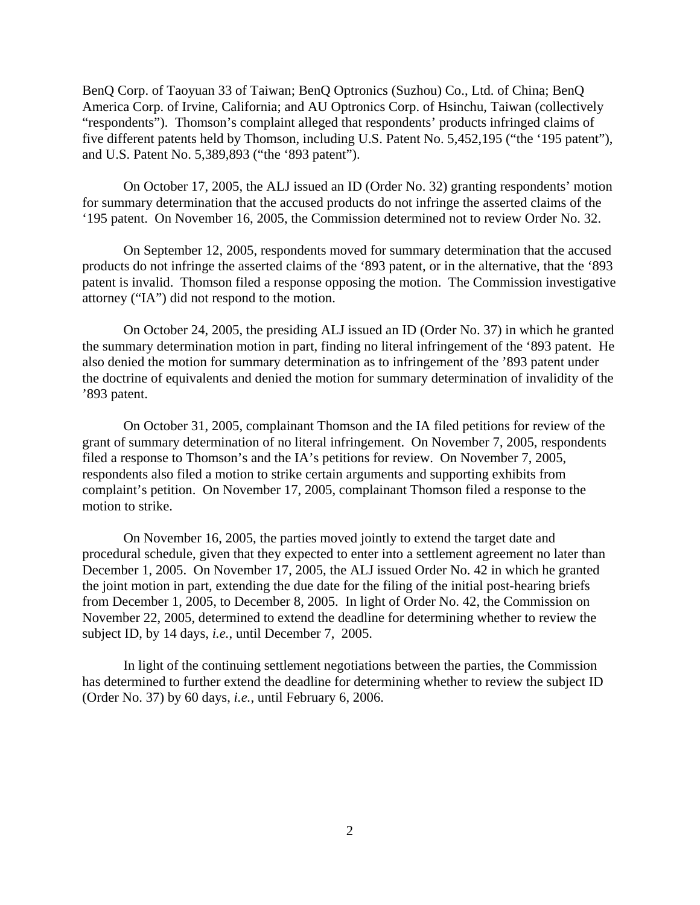BenQ Corp. of Taoyuan 33 of Taiwan; BenQ Optronics (Suzhou) Co., Ltd. of China; BenQ America Corp. of Irvine, California; and AU Optronics Corp. of Hsinchu, Taiwan (collectively "respondents"). Thomson's complaint alleged that respondents' products infringed claims of five different patents held by Thomson, including U.S. Patent No. 5,452,195 ("the '195 patent"), and U.S. Patent No. 5,389,893 ("the '893 patent").

On October 17, 2005, the ALJ issued an ID (Order No. 32) granting respondents' motion for summary determination that the accused products do not infringe the asserted claims of the '195 patent. On November 16, 2005, the Commission determined not to review Order No. 32.

On September 12, 2005, respondents moved for summary determination that the accused products do not infringe the asserted claims of the '893 patent, or in the alternative, that the '893 patent is invalid. Thomson filed a response opposing the motion. The Commission investigative attorney ("IA") did not respond to the motion.

On October 24, 2005, the presiding ALJ issued an ID (Order No. 37) in which he granted the summary determination motion in part, finding no literal infringement of the '893 patent. He also denied the motion for summary determination as to infringement of the '893 patent under the doctrine of equivalents and denied the motion for summary determination of invalidity of the '893 patent.

On October 31, 2005, complainant Thomson and the IA filed petitions for review of the grant of summary determination of no literal infringement. On November 7, 2005, respondents filed a response to Thomson's and the IA's petitions for review. On November 7, 2005, respondents also filed a motion to strike certain arguments and supporting exhibits from complaint's petition. On November 17, 2005, complainant Thomson filed a response to the motion to strike.

On November 16, 2005, the parties moved jointly to extend the target date and procedural schedule, given that they expected to enter into a settlement agreement no later than December 1, 2005. On November 17, 2005, the ALJ issued Order No. 42 in which he granted the joint motion in part, extending the due date for the filing of the initial post-hearing briefs from December 1, 2005, to December 8, 2005. In light of Order No. 42, the Commission on November 22, 2005, determined to extend the deadline for determining whether to review the subject ID, by 14 days, *i.e.*, until December 7, 2005.

In light of the continuing settlement negotiations between the parties, the Commission has determined to further extend the deadline for determining whether to review the subject ID (Order No. 37) by 60 days, *i.e.*, until February 6, 2006.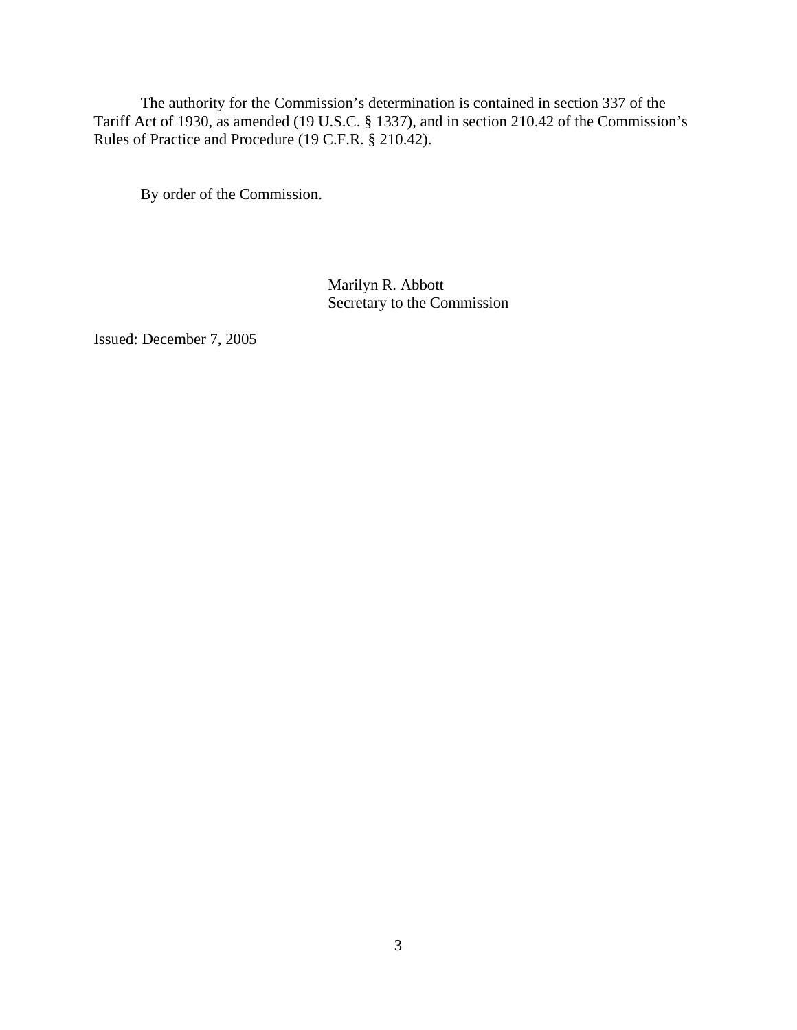The authority for the Commission's determination is contained in section 337 of the Tariff Act of 1930, as amended (19 U.S.C. § 1337), and in section 210.42 of the Commission's Rules of Practice and Procedure (19 C.F.R. § 210.42).

By order of the Commission.

Marilyn R. Abbott
Secretary to the Commission

Issued: December 7, 2005